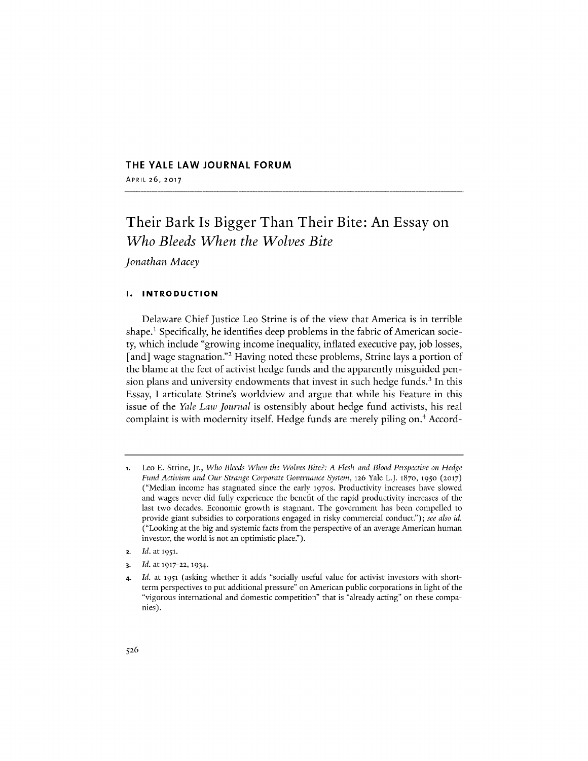THE YALE LAW JOURNAL FORUM

APRIL 26, 2017

# Their Bark Is Bigger Than Their Bite: An Essay on *Who Bleeds When the Wolves Bite*

*Jonathan Macey*

## I. INTRODUCTION

Delaware Chief Justice Leo Strine is of the view that America is in terrible shape.[1] Specifically, he identifies deep problems in the fabric of American society, which include "growing income inequality, inflated executive pay, job losses, [and] wage stagnation."[2] Having noted these problems, Strine lays a portion of the blame at the feet of activist hedge funds and the apparently misguided pension plans and university endowments that invest in such hedge funds.[3] In this Essay, I articulate Strine's worldview and argue that while his Feature in this issue of the *Yale Law Journal* is ostensibly about hedge fund activists, his real complaint is with modernity itself. Hedge funds are merely piling on.[4] Accord-

---

1. Leo E. Strine, Jr., *Who Bleeds When the Wolves Bite?: A Flesh-and-Blood Perspective on Hedge Fund Activism and Our Strange Corporate Governance System*, 126 Yale L.J. 1870, 1950 (2017) ("Median income has stagnated since the early 1970s. Productivity increases have slowed and wages never did fully experience the benefit of the rapid productivity increases of the last two decades. Economic growth is stagnant. The government has been compelled to provide giant subsidies to corporations engaged in risky commercial conduct."); *see also id.* ("Looking at the big and systemic facts from the perspective of an average American human investor, the world is not an optimistic place.").

2. *Id.* at 1951.

3. *Id.* at 1917-22, 1934.

4. *Id.* at 1951 (asking whether it adds "socially useful value for activist investors with short-term perspectives to put additional pressure" on American public corporations in light of the "vigorous international and domestic competition" that is "already acting" on these companies).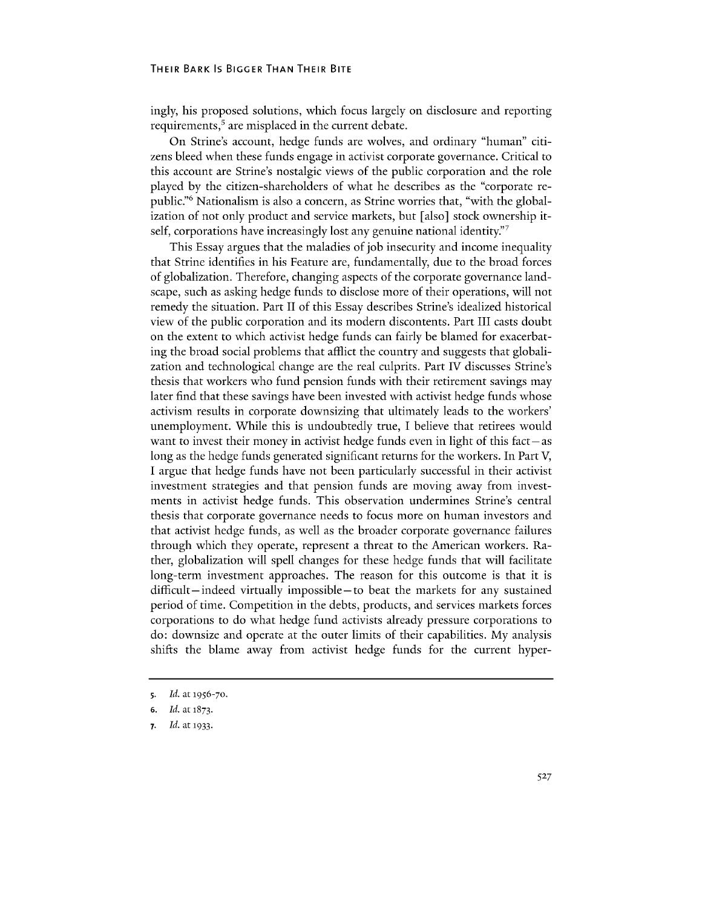ingly, his proposed solutions, which focus largely on disclosure and reporting requirements,[5] are misplaced in the current debate.

On Strine's account, hedge funds are wolves, and ordinary "human" citizens bleed when these funds engage in activist corporate governance. Critical to this account are Strine's nostalgic views of the public corporation and the role played by the citizen-shareholders of what he describes as the "corporate republic."[6] Nationalism is also a concern, as Strine worries that, "with the globalization of not only product and service markets, but [also] stock ownership itself, corporations have increasingly lost any genuine national identity."[7]

This Essay argues that the maladies of job insecurity and income inequality that Strine identifies in his Feature are, fundamentally, due to the broad forces of globalization. Therefore, changing aspects of the corporate governance landscape, such as asking hedge funds to disclose more of their operations, will not remedy the situation. Part II of this Essay describes Strine's idealized historical view of the public corporation and its modern discontents. Part III casts doubt on the extent to which activist hedge funds can fairly be blamed for exacerbating the broad social problems that afflict the country and suggests that globalization and technological change are the real culprits. Part IV discusses Strine's thesis that workers who fund pension funds with their retirement savings may later find that these savings have been invested with activist hedge funds whose activism results in corporate downsizing that ultimately leads to the workers' unemployment. While this is undoubtedly true, I believe that retirees would want to invest their money in activist hedge funds even in light of this fact—as long as the hedge funds generated significant returns for the workers. In Part V, I argue that hedge funds have not been particularly successful in their activist investment strategies and that pension funds are moving away from investments in activist hedge funds. This observation undermines Strine's central thesis that corporate governance needs to focus more on human investors and that activist hedge funds, as well as the broader corporate governance failures through which they operate, represent a threat to the American workers. Rather, globalization will spell changes for these hedge funds that will facilitate long-term investment approaches. The reason for this outcome is that it is difficult—indeed virtually impossible—to beat the markets for any sustained period of time. Competition in the debts, products, and services markets forces corporations to do what hedge fund activists already pressure corporations to do: downsize and operate at the outer limits of their capabilities. My analysis shifts the blame away from activist hedge funds for the current hyper-

---

5. *Id.* at 1956-70.
6. *Id.* at 1873.
7. *Id.* at 1933.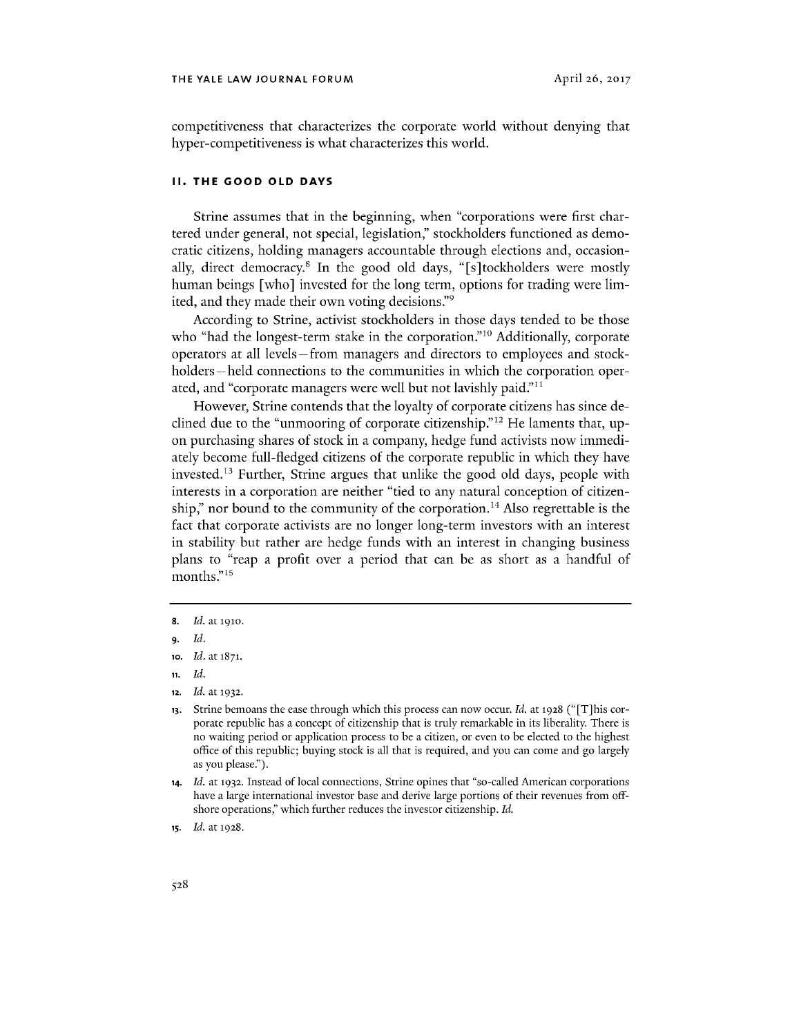competitiveness that characterizes the corporate world without denying that hyper-competitiveness is what characterizes this world.

## II. THE GOOD OLD DAYS

Strine assumes that in the beginning, when "corporations were first chartered under general, not special, legislation," stockholders functioned as democratic citizens, holding managers accountable through elections and, occasionally, direct democracy.[8] In the good old days, "[s]tockholders were mostly human beings [who] invested for the long term, options for trading were limited, and they made their own voting decisions."[9]

According to Strine, activist stockholders in those days tended to be those who "had the longest-term stake in the corporation."[10] Additionally, corporate operators at all levels—from managers and directors to employees and stockholders—held connections to the communities in which the corporation operated, and "corporate managers were well but not lavishly paid."[11]

However, Strine contends that the loyalty of corporate citizens has since declined due to the "unmooring of corporate citizenship."[12] He laments that, upon purchasing shares of stock in a company, hedge fund activists now immediately become full-fledged citizens of the corporate republic in which they have invested.[13] Further, Strine argues that unlike the good old days, people with interests in a corporation are neither "tied to any natural conception of citizenship," nor bound to the community of the corporation.[14] Also regrettable is the fact that corporate activists are no longer long-term investors with an interest in stability but rather are hedge funds with an interest in changing business plans to "reap a profit over a period that can be as short as a handful of months."[15]

---

8. *Id.* at 1910.

9. *Id.*

10. *Id.* at 1871.

11. *Id.*

12. *Id.* at 1932.

13. Strine bemoans the ease through which this process can now occur. *Id.* at 1928 ("[T]his corporate republic has a concept of citizenship that is truly remarkable in its liberality. There is no waiting period or application process to be a citizen, or even to be elected to the highest office of this republic; buying stock is all that is required, and you can come and go largely as you please.").

14. *Id.* at 1932. Instead of local connections, Strine opines that "so-called American corporations have a large international investor base and derive large portions of their revenues from offshore operations," which further reduces the investor citizenship. *Id.*

15. *Id.* at 1928.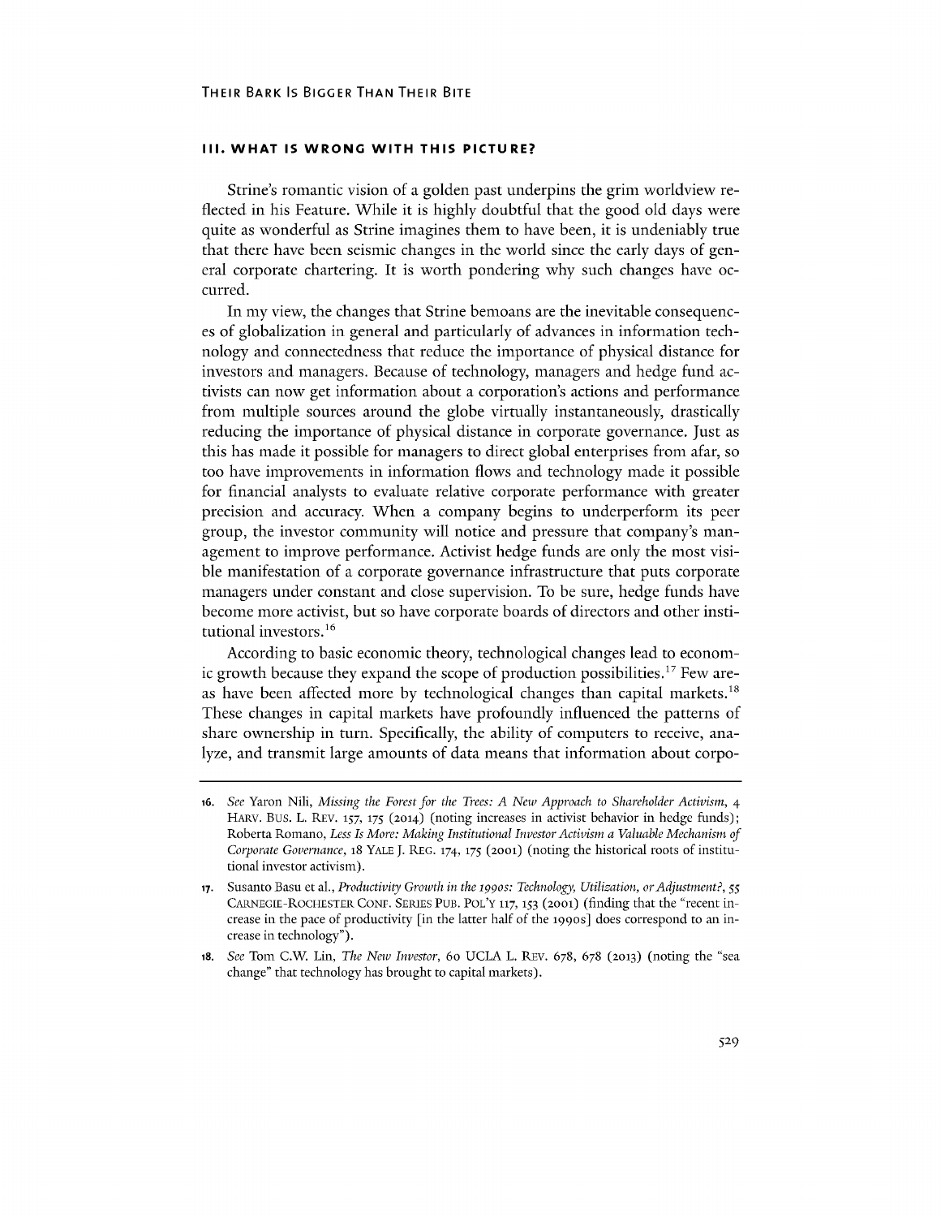## III. WHAT IS WRONG WITH THIS PICTURE?

Strine's romantic vision of a golden past underpins the grim worldview reflected in his Feature. While it is highly doubtful that the good old days were quite as wonderful as Strine imagines them to have been, it is undeniably true that there have been seismic changes in the world since the early days of general corporate chartering. It is worth pondering why such changes have occurred.

In my view, the changes that Strine bemoans are the inevitable consequences of globalization in general and particularly of advances in information technology and connectedness that reduce the importance of physical distance for investors and managers. Because of technology, managers and hedge fund activists can now get information about a corporation's actions and performance from multiple sources around the globe virtually instantaneously, drastically reducing the importance of physical distance in corporate governance. Just as this has made it possible for managers to direct global enterprises from afar, so too have improvements in information flows and technology made it possible for financial analysts to evaluate relative corporate performance with greater precision and accuracy. When a company begins to underperform its peer group, the investor community will notice and pressure that company's management to improve performance. Activist hedge funds are only the most visible manifestation of a corporate governance infrastructure that puts corporate managers under constant and close supervision. To be sure, hedge funds have become more activist, but so have corporate boards of directors and other institutional investors.[16]

According to basic economic theory, technological changes lead to economic growth because they expand the scope of production possibilities.[17] Few areas have been affected more by technological changes than capital markets.[18] These changes in capital markets have profoundly influenced the patterns of share ownership in turn. Specifically, the ability of computers to receive, analyze, and transmit large amounts of data means that information about corpo-

---

16. *See* Yaron Nili, *Missing the Forest for the Trees: A New Approach to Shareholder Activism*, 4 HARV. BUS. L. REV. 157, 175 (2014) (noting increases in activist behavior in hedge funds); Roberta Romano, *Less Is More: Making Institutional Investor Activism a Valuable Mechanism of Corporate Governance*, 18 YALE J. REG. 174, 175 (2001) (noting the historical roots of institutional investor activism).

17. Susanto Basu et al., *Productivity Growth in the 1990s: Technology, Utilization, or Adjustment?*, 55 CARNEGIE-ROCHESTER CONF. SERIES PUB. POL'Y 117, 153 (2001) (finding that the "recent increase in the pace of productivity [in the latter half of the 1990s] does correspond to an increase in technology").

18. *See* Tom C.W. Lin, *The New Investor*, 60 UCLA L. REV. 678, 678 (2013) (noting the "sea change" that technology has brought to capital markets).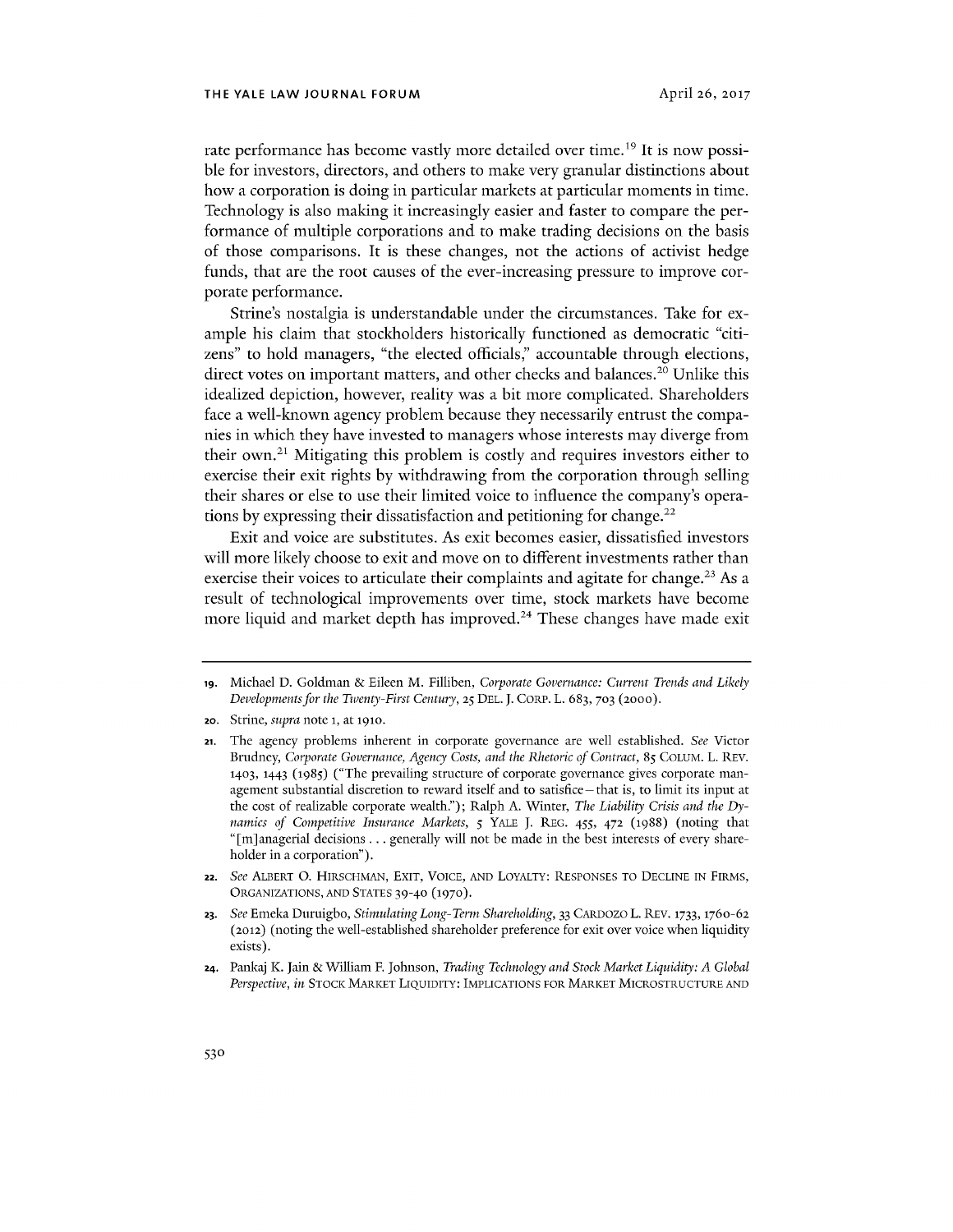rate performance has become vastly more detailed over time.[19] It is now possible for investors, directors, and others to make very granular distinctions about how a corporation is doing in particular markets at particular moments in time. Technology is also making it increasingly easier and faster to compare the performance of multiple corporations and to make trading decisions on the basis of those comparisons. It is these changes, not the actions of activist hedge funds, that are the root causes of the ever-increasing pressure to improve corporate performance.

Strine's nostalgia is understandable under the circumstances. Take for example his claim that stockholders historically functioned as democratic "citizens" to hold managers, "the elected officials," accountable through elections, direct votes on important matters, and other checks and balances.[20] Unlike this idealized depiction, however, reality was a bit more complicated. Shareholders face a well-known agency problem because they necessarily entrust the companies in which they have invested to managers whose interests may diverge from their own.[21] Mitigating this problem is costly and requires investors either to exercise their exit rights by withdrawing from the corporation through selling their shares or else to use their limited voice to influence the company's operations by expressing their dissatisfaction and petitioning for change.[22]

Exit and voice are substitutes. As exit becomes easier, dissatisfied investors will more likely choose to exit and move on to different investments rather than exercise their voices to articulate their complaints and agitate for change.[23] As a result of technological improvements over time, stock markets have become more liquid and market depth has improved.[24] These changes have made exit

---

19. Michael D. Goldman & Eileen M. Filliben, *Corporate Governance: Current Trends and Likely Developments for the Twenty-First Century*, 25 DEL. J. CORP. L. 683, 703 (2000).

20. Strine, *supra* note 1, at 1910.

21. The agency problems inherent in corporate governance are well established. *See* Victor Brudney, *Corporate Governance, Agency Costs, and the Rhetoric of Contract*, 85 COLUM. L. REV. 1403, 1443 (1985) ("The prevailing structure of corporate governance gives corporate management substantial discretion to reward itself and to satisfice – that is, to limit its input at the cost of realizable corporate wealth."); Ralph A. Winter, *The Liability Crisis and the Dynamics of Competitive Insurance Markets*, 5 YALE J. REG. 455, 472 (1988) (noting that "[m]anagerial decisions . . . generally will not be made in the best interests of every shareholder in a corporation").

22. *See* ALBERT O. HIRSCHMAN, EXIT, VOICE, AND LOYALTY: RESPONSES TO DECLINE IN FIRMS, ORGANIZATIONS, AND STATES 39-40 (1970).

23. *See* Emeka Duruigbo, *Stimulating Long-Term Shareholding*, 33 CARDOZO L. REV. 1733, 1760-62 (2012) (noting the well-established shareholder preference for exit over voice when liquidity exists).

24. Pankaj K. Jain & William F. Johnson, *Trading Technology and Stock Market Liquidity: A Global Perspective*, *in* STOCK MARKET LIQUIDITY: IMPLICATIONS FOR MARKET MICROSTRUCTURE AND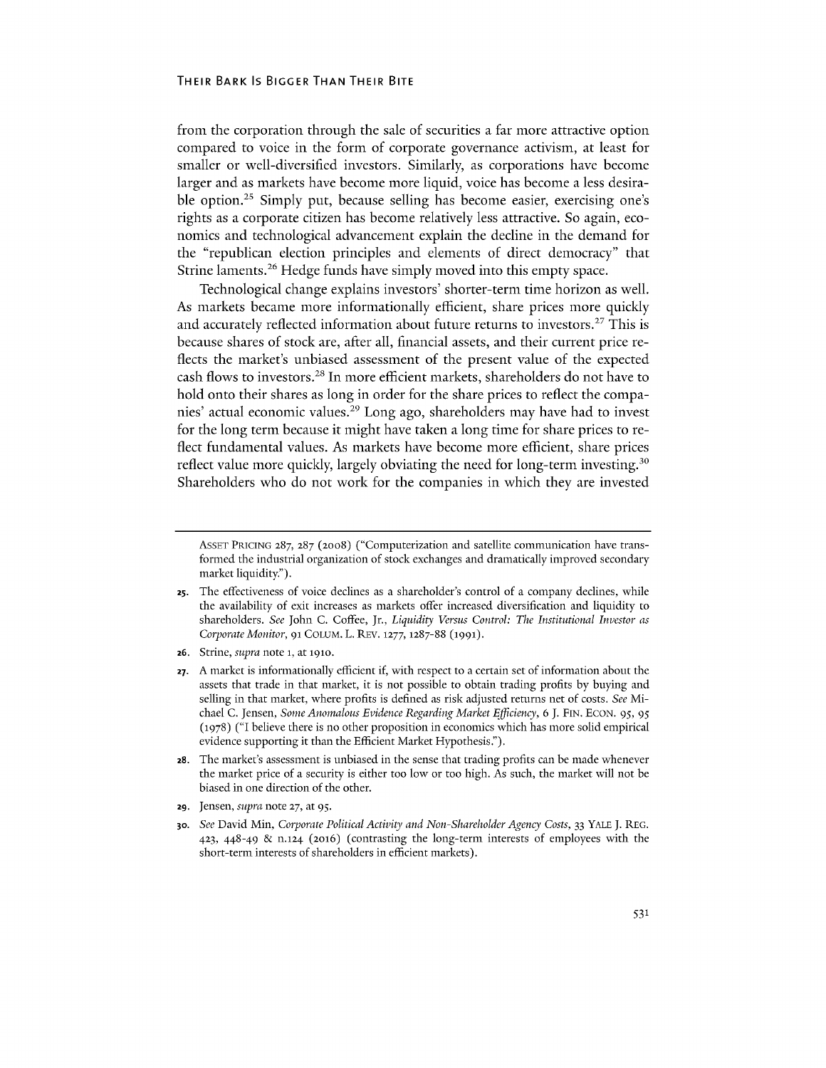from the corporation through the sale of securities a far more attractive option compared to voice in the form of corporate governance activism, at least for smaller or well-diversified investors. Similarly, as corporations have become larger and as markets have become more liquid, voice has become a less desirable option.[25] Simply put, because selling has become easier, exercising one's rights as a corporate citizen has become relatively less attractive. So again, economics and technological advancement explain the decline in the demand for the "republican election principles and elements of direct democracy" that Strine laments.[26] Hedge funds have simply moved into this empty space.

Technological change explains investors' shorter-term time horizon as well. As markets became more informationally efficient, share prices more quickly and accurately reflected information about future returns to investors.[27] This is because shares of stock are, after all, financial assets, and their current price reflects the market's unbiased assessment of the present value of the expected cash flows to investors.[28] In more efficient markets, shareholders do not have to hold onto their shares as long in order for the share prices to reflect the companies' actual economic values.[29] Long ago, shareholders may have had to invest for the long term because it might have taken a long time for share prices to reflect fundamental values. As markets have become more efficient, share prices reflect value more quickly, largely obviating the need for long-term investing.[30] Shareholders who do not work for the companies in which they are invested

---

ASSET PRICING 287, 287 (2008) ("Computerization and satellite communication have transformed the industrial organization of stock exchanges and dramatically improved secondary market liquidity.").

25. The effectiveness of voice declines as a shareholder's control of a company declines, while the availability of exit increases as markets offer increased diversification and liquidity to shareholders. *See* John C. Coffee, Jr., *Liquidity Versus Control: The Institutional Investor as Corporate Monitor*, 91 COLUM. L. REV. 1277, 1287-88 (1991).

26. Strine, *supra* note 1, at 1910.

27. A market is informationally efficient if, with respect to a certain set of information about the assets that trade in that market, it is not possible to obtain trading profits by buying and selling in that market, where profits is defined as risk adjusted returns net of costs. *See* Michael C. Jensen, *Some Anomalous Evidence Regarding Market Efficiency*, 6 J. FIN. ECON. 95, 95 (1978) ("I believe there is no other proposition in economics which has more solid empirical evidence supporting it than the Efficient Market Hypothesis.").

28. The market's assessment is unbiased in the sense that trading profits can be made whenever the market price of a security is either too low or too high. As such, the market will not be biased in one direction of the other.

29. Jensen, *supra* note 27, at 95.

30. *See* David Min, *Corporate Political Activity and Non-Shareholder Agency Costs*, 33 YALE J. REG. 423, 448-49 & n.124 (2016) (contrasting the long-term interests of employees with the short-term interests of shareholders in efficient markets).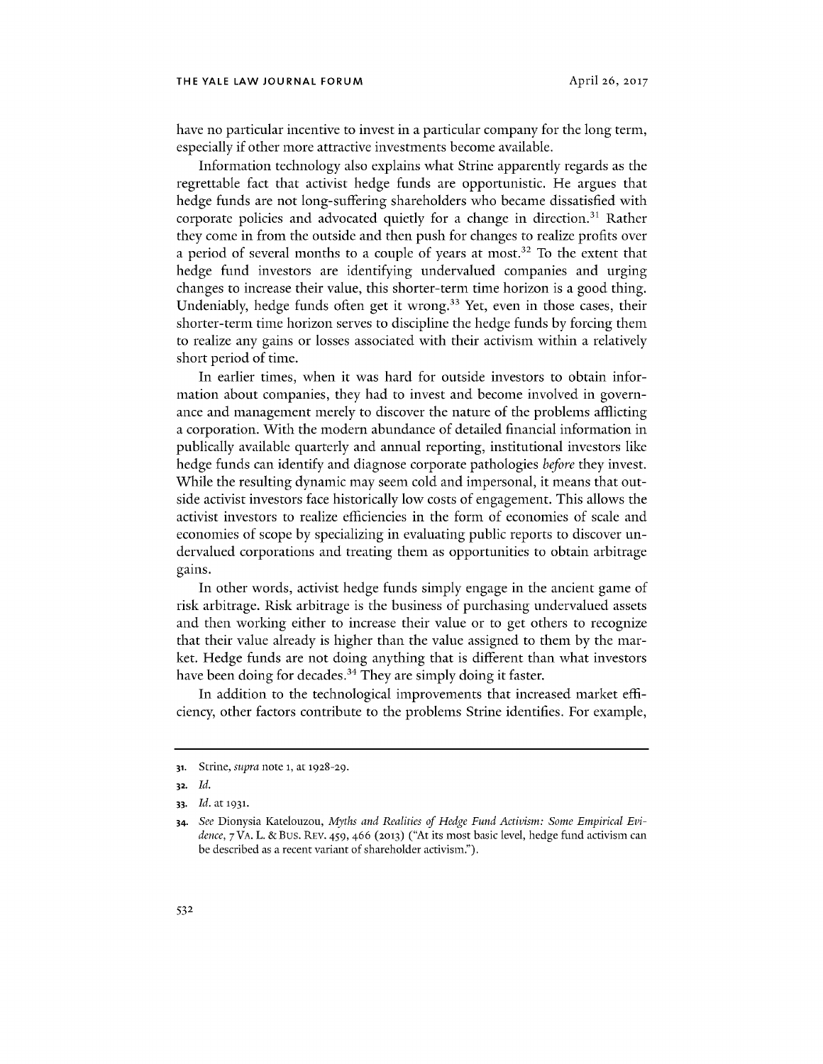have no particular incentive to invest in a particular company for the long term, especially if other more attractive investments become available.

Information technology also explains what Strine apparently regards as the regrettable fact that activist hedge funds are opportunistic. He argues that hedge funds are not long-suffering shareholders who became dissatisfied with corporate policies and advocated quietly for a change in direction.[31] Rather they come in from the outside and then push for changes to realize profits over a period of several months to a couple of years at most.[32] To the extent that hedge fund investors are identifying undervalued companies and urging changes to increase their value, this shorter-term time horizon is a good thing. Undeniably, hedge funds often get it wrong.[33] Yet, even in those cases, their shorter-term time horizon serves to discipline the hedge funds by forcing them to realize any gains or losses associated with their activism within a relatively short period of time.

In earlier times, when it was hard for outside investors to obtain information about companies, they had to invest and become involved in governance and management merely to discover the nature of the problems afflicting a corporation. With the modern abundance of detailed financial information in publically available quarterly and annual reporting, institutional investors like hedge funds can identify and diagnose corporate pathologies *before* they invest. While the resulting dynamic may seem cold and impersonal, it means that outside activist investors face historically low costs of engagement. This allows the activist investors to realize efficiencies in the form of economies of scale and economies of scope by specializing in evaluating public reports to discover undervalued corporations and treating them as opportunities to obtain arbitrage gains.

In other words, activist hedge funds simply engage in the ancient game of risk arbitrage. Risk arbitrage is the business of purchasing undervalued assets and then working either to increase their value or to get others to recognize that their value already is higher than the value assigned to them by the market. Hedge funds are not doing anything that is different than what investors have been doing for decades.[34] They are simply doing it faster.

In addition to the technological improvements that increased market efficiency, other factors contribute to the problems Strine identifies. For example,

---

31. Strine, *supra* note 1, at 1928-29.

32. *Id.*

33. *Id.* at 1931.

34. *See* Dionysia Katelouzou, *Myths and Realities of Hedge Fund Activism: Some Empirical Evidence*, 7 VA. L. & BUS. REV. 459, 466 (2013) ("At its most basic level, hedge fund activism can be described as a recent variant of shareholder activism.").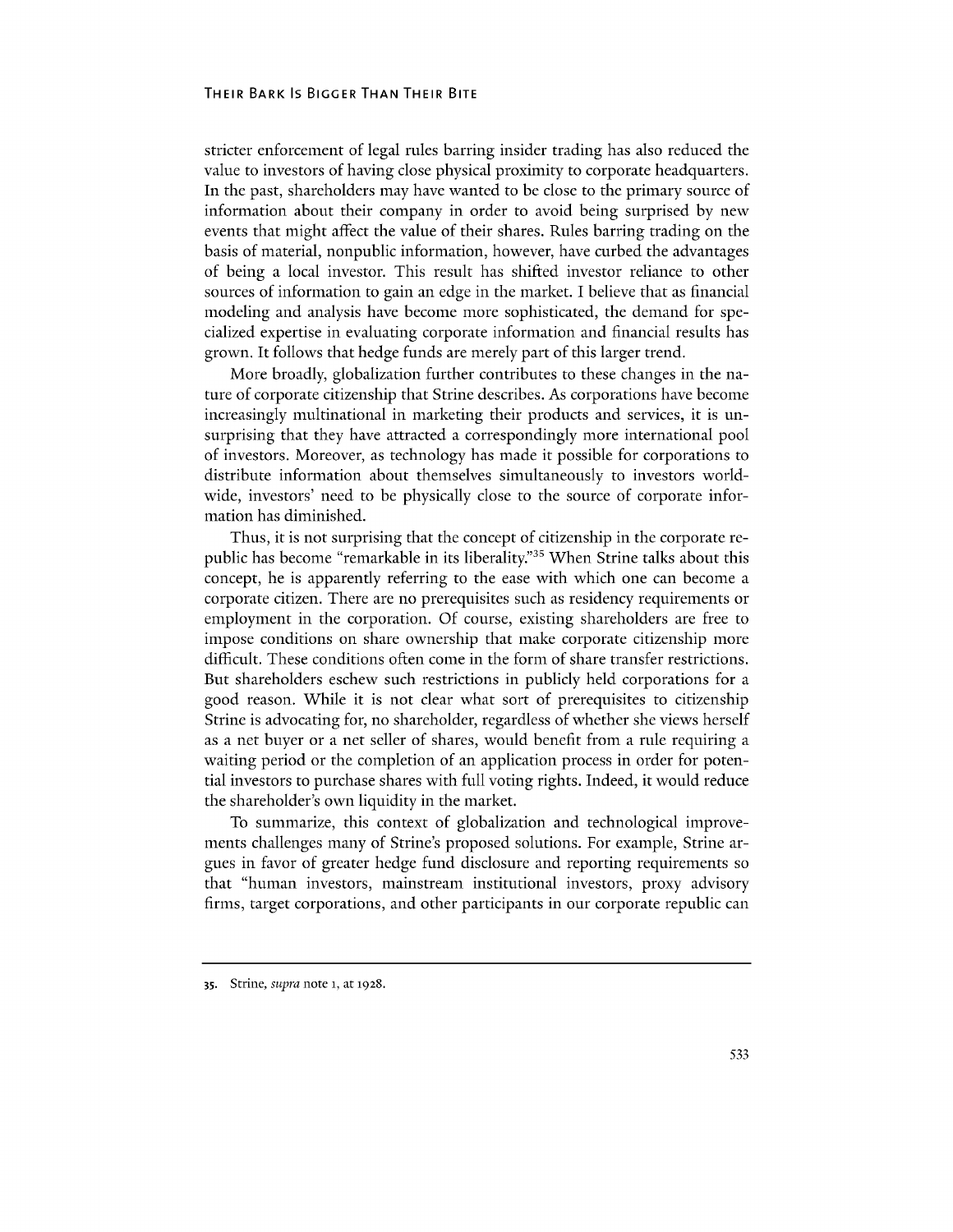stricter enforcement of legal rules barring insider trading has also reduced the value to investors of having close physical proximity to corporate headquarters. In the past, shareholders may have wanted to be close to the primary source of information about their company in order to avoid being surprised by new events that might affect the value of their shares. Rules barring trading on the basis of material, nonpublic information, however, have curbed the advantages of being a local investor. This result has shifted investor reliance to other sources of information to gain an edge in the market. I believe that as financial modeling and analysis have become more sophisticated, the demand for specialized expertise in evaluating corporate information and financial results has grown. It follows that hedge funds are merely part of this larger trend.

More broadly, globalization further contributes to these changes in the nature of corporate citizenship that Strine describes. As corporations have become increasingly multinational in marketing their products and services, it is unsurprising that they have attracted a correspondingly more international pool of investors. Moreover, as technology has made it possible for corporations to distribute information about themselves simultaneously to investors worldwide, investors' need to be physically close to the source of corporate information has diminished.

Thus, it is not surprising that the concept of citizenship in the corporate republic has become "remarkable in its liberality."[35] When Strine talks about this concept, he is apparently referring to the ease with which one can become a corporate citizen. There are no prerequisites such as residency requirements or employment in the corporation. Of course, existing shareholders are free to impose conditions on share ownership that make corporate citizenship more difficult. These conditions often come in the form of share transfer restrictions. But shareholders eschew such restrictions in publicly held corporations for a good reason. While it is not clear what sort of prerequisites to citizenship Strine is advocating for, no shareholder, regardless of whether she views herself as a net buyer or a net seller of shares, would benefit from a rule requiring a waiting period or the completion of an application process in order for potential investors to purchase shares with full voting rights. Indeed, it would reduce the shareholder's own liquidity in the market.

To summarize, this context of globalization and technological improvements challenges many of Strine's proposed solutions. For example, Strine argues in favor of greater hedge fund disclosure and reporting requirements so that "human investors, mainstream institutional investors, proxy advisory firms, target corporations, and other participants in our corporate republic can

---

35. Strine, *supra* note 1, at 1928.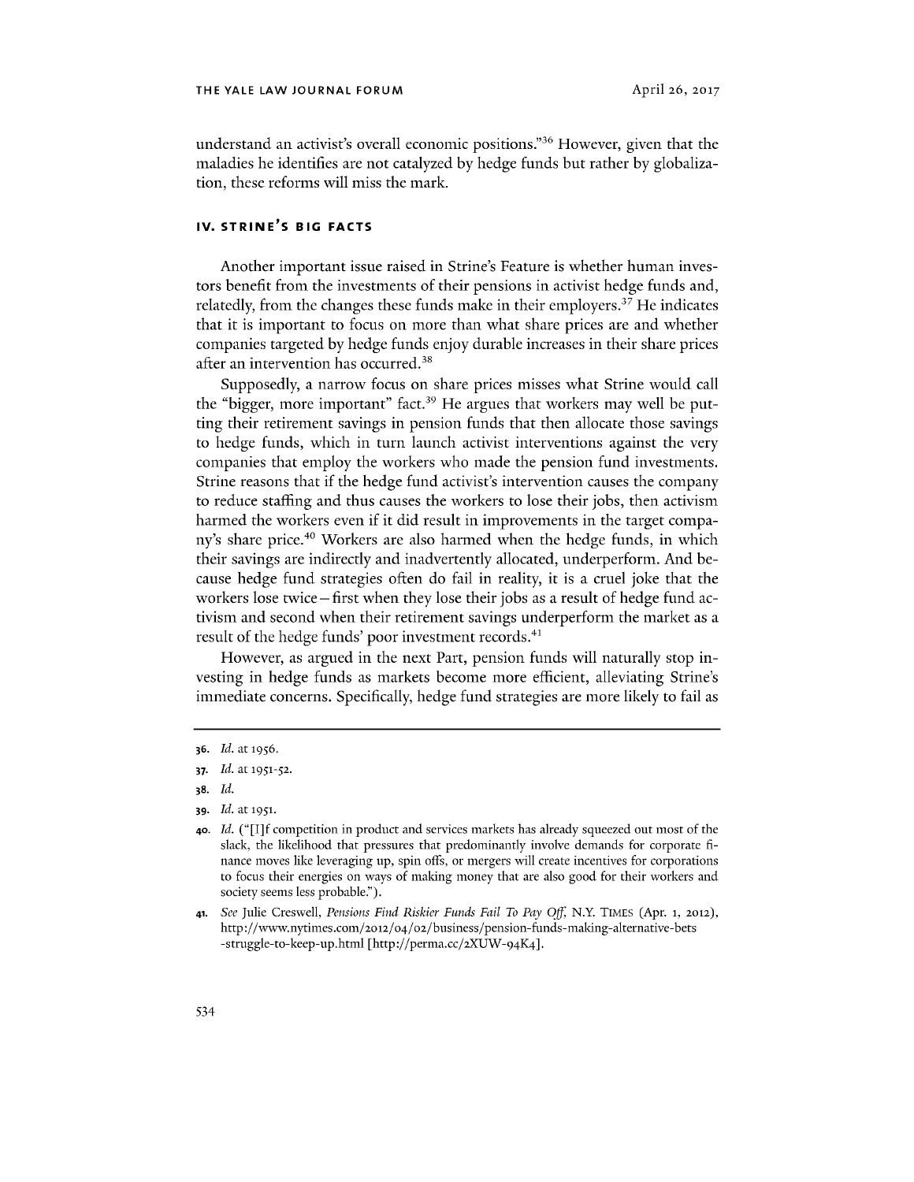understand an activist's overall economic positions."[36] However, given that the maladies he identifies are not catalyzed by hedge funds but rather by globalization, these reforms will miss the mark.

## IV. STRINE'S BIG FACTS

Another important issue raised in Strine's Feature is whether human investors benefit from the investments of their pensions in activist hedge funds and, relatedly, from the changes these funds make in their employers.[37] He indicates that it is important to focus on more than what share prices are and whether companies targeted by hedge funds enjoy durable increases in their share prices after an intervention has occurred.[38]

Supposedly, a narrow focus on share prices misses what Strine would call the "bigger, more important" fact.[39] He argues that workers may well be putting their retirement savings in pension funds that then allocate those savings to hedge funds, which in turn launch activist interventions against the very companies that employ the workers who made the pension fund investments. Strine reasons that if the hedge fund activist's intervention causes the company to reduce staffing and thus causes the workers to lose their jobs, then activism harmed the workers even if it did result in improvements in the target company's share price.[40] Workers are also harmed when the hedge funds, in which their savings are indirectly and inadvertently allocated, underperform. And because hedge fund strategies often do fail in reality, it is a cruel joke that the workers lose twice—first when they lose their jobs as a result of hedge fund activism and second when their retirement savings underperform the market as a result of the hedge funds' poor investment records.[41]

However, as argued in the next Part, pension funds will naturally stop investing in hedge funds as markets become more efficient, alleviating Strine's immediate concerns. Specifically, hedge fund strategies are more likely to fail as

---

36. *Id.* at 1956.

37. *Id.* at 1951-52.

38. *Id.*

39. *Id.* at 1951.

40. *Id.* ("[I]f competition in product and services markets has already squeezed out most of the slack, the likelihood that pressures that predominantly involve demands for corporate finance moves like leveraging up, spin offs, or mergers will create incentives for corporations to focus their energies on ways of making money that are also good for their workers and society seems less probable.").

41. *See* Julie Creswell, *Pensions Find Riskier Funds Fail To Pay Off*, N.Y. TIMES (Apr. 1, 2012), http://www.nytimes.com/2012/04/02/business/pension-funds-making-alternative-bets-struggle-to-keep-up.html [http://perma.cc/2XUW-94K4].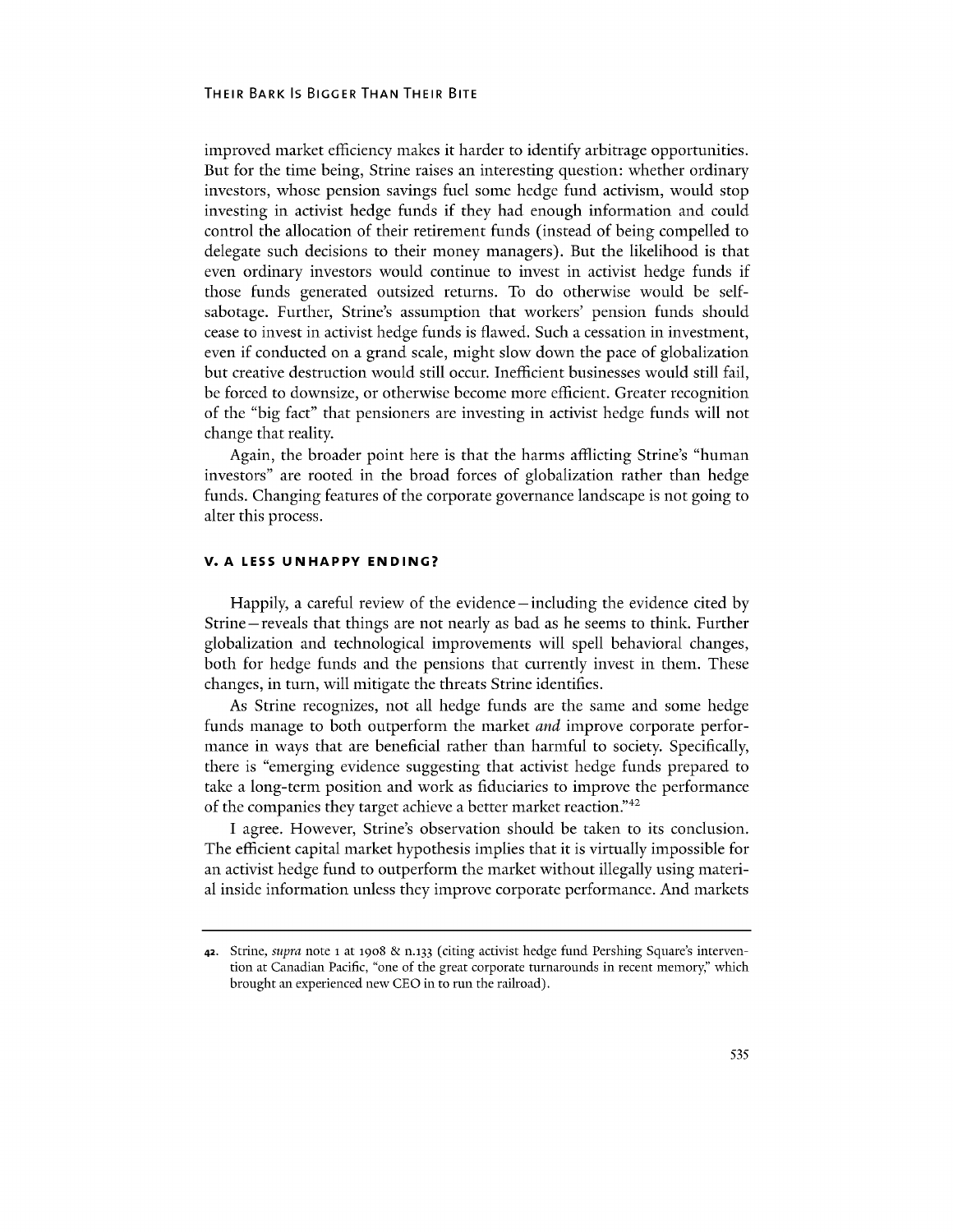improved market efficiency makes it harder to identify arbitrage opportunities. But for the time being, Strine raises an interesting question: whether ordinary investors, whose pension savings fuel some hedge fund activism, would stop investing in activist hedge funds if they had enough information and could control the allocation of their retirement funds (instead of being compelled to delegate such decisions to their money managers). But the likelihood is that even ordinary investors would continue to invest in activist hedge funds if those funds generated outsized returns. To do otherwise would be self-sabotage. Further, Strine's assumption that workers' pension funds should cease to invest in activist hedge funds is flawed. Such a cessation in investment, even if conducted on a grand scale, might slow down the pace of globalization but creative destruction would still occur. Inefficient businesses would still fail, be forced to downsize, or otherwise become more efficient. Greater recognition of the "big fact" that pensioners are investing in activist hedge funds will not change that reality.

Again, the broader point here is that the harms afflicting Strine's "human investors" are rooted in the broad forces of globalization rather than hedge funds. Changing features of the corporate governance landscape is not going to alter this process.

## V. A LESS UNHAPPY ENDING?

Happily, a careful review of the evidence—including the evidence cited by Strine—reveals that things are not nearly as bad as he seems to think. Further globalization and technological improvements will spell behavioral changes, both for hedge funds and the pensions that currently invest in them. These changes, in turn, will mitigate the threats Strine identifies.

As Strine recognizes, not all hedge funds are the same and some hedge funds manage to both outperform the market *and* improve corporate performance in ways that are beneficial rather than harmful to society. Specifically, there is "emerging evidence suggesting that activist hedge funds prepared to take a long-term position and work as fiduciaries to improve the performance of the companies they target achieve a better market reaction."[42]

I agree. However, Strine's observation should be taken to its conclusion. The efficient capital market hypothesis implies that it is virtually impossible for an activist hedge fund to outperform the market without illegally using material inside information unless they improve corporate performance. And markets

42. Strine, *supra* note 1 at 1908 & n.133 (citing activist hedge fund Pershing Square's intervention at Canadian Pacific, "one of the great corporate turnarounds in recent memory," which brought an experienced new CEO in to run the railroad).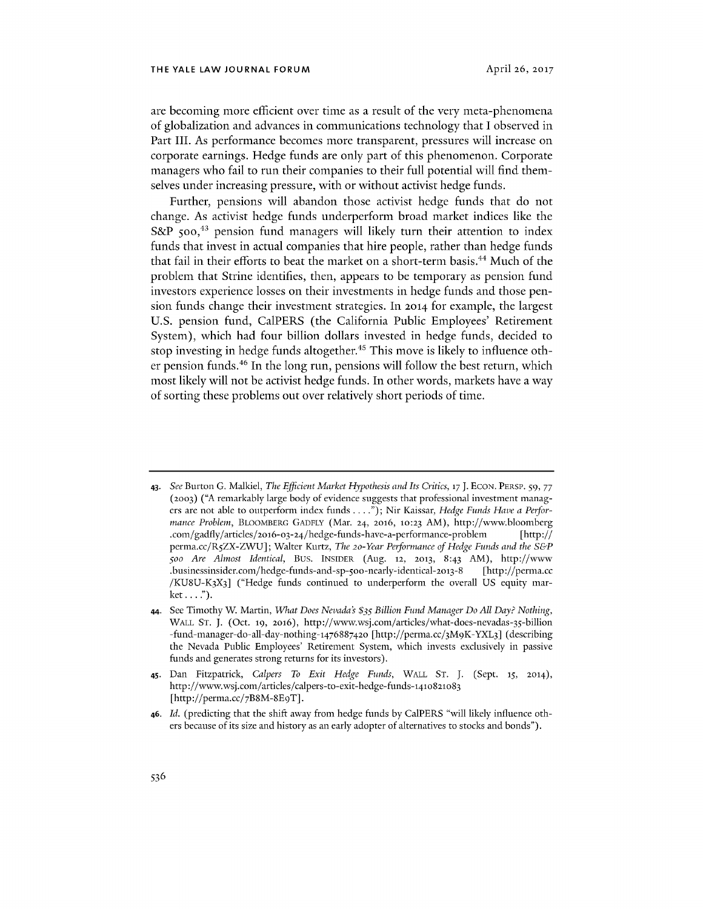are becoming more efficient over time as a result of the very meta-phenomena of globalization and advances in communications technology that I observed in Part III. As performance becomes more transparent, pressures will increase on corporate earnings. Hedge funds are only part of this phenomenon. Corporate managers who fail to run their companies to their full potential will find themselves under increasing pressure, with or without activist hedge funds.

Further, pensions will abandon those activist hedge funds that do not change. As activist hedge funds underperform broad market indices like the S&P 500,[43] pension fund managers will likely turn their attention to index funds that invest in actual companies that hire people, rather than hedge funds that fail in their efforts to beat the market on a short-term basis.[44] Much of the problem that Strine identifies, then, appears to be temporary as pension fund investors experience losses on their investments in hedge funds and those pension funds change their investment strategies. In 2014 for example, the largest U.S. pension fund, CalPERS (the California Public Employees' Retirement System), which had four billion dollars invested in hedge funds, decided to stop investing in hedge funds altogether.[45] This move is likely to influence other pension funds.[46] In the long run, pensions will follow the best return, which most likely will not be activist hedge funds. In other words, markets have a way of sorting these problems out over relatively short periods of time.

---

43. *See* Burton G. Malkiel, *The Efficient Market Hypothesis and Its Critics*, 17 J. ECON. PERSP. 59, 77 (2003) ("A remarkably large body of evidence suggests that professional investment managers are not able to outperform index funds . . . ."); Nir Kaissar, *Hedge Funds Have a Performance Problem*, BLOOMBERG GADFLY (Mar. 24, 2016, 10:23 AM), http://www.bloomberg.com/gadfly/articles/2016-03-24/hedge-funds-have-a-performance-problem [http://perma.cc/R5ZX-ZWU]; Walter Kurtz, *The 20-Year Performance of Hedge Funds and the S&P 500 Are Almost Identical*, BUS. INSIDER (Aug. 12, 2013, 8:43 AM), http://www.businessinsider.com/hedge-funds-and-sp-500-nearly-identical-2013-8 [http://perma.cc/KU8U-K3X3] ("Hedge funds continued to underperform the overall US equity market . . . .").

44. See Timothy W. Martin, *What Does Nevada's $35 Billion Fund Manager Do All Day? Nothing*, WALL ST. J. (Oct. 19, 2016), http://www.wsj.com/articles/what-does-nevadas-35-billion-fund-manager-do-all-day-nothing-1476887420 [http://perma.cc/3M9K-YXL3] (describing the Nevada Public Employees' Retirement System, which invests exclusively in passive funds and generates strong returns for its investors).

45. Dan Fitzpatrick, *Calpers To Exit Hedge Funds*, WALL ST. J. (Sept. 15, 2014), http://www.wsj.com/articles/calpers-to-exit-hedge-funds-1410821083 [http://perma.cc/7B8M-8E9T].

46. *Id.* (predicting that the shift away from hedge funds by CalPERS "will likely influence others because of its size and history as an early adopter of alternatives to stocks and bonds").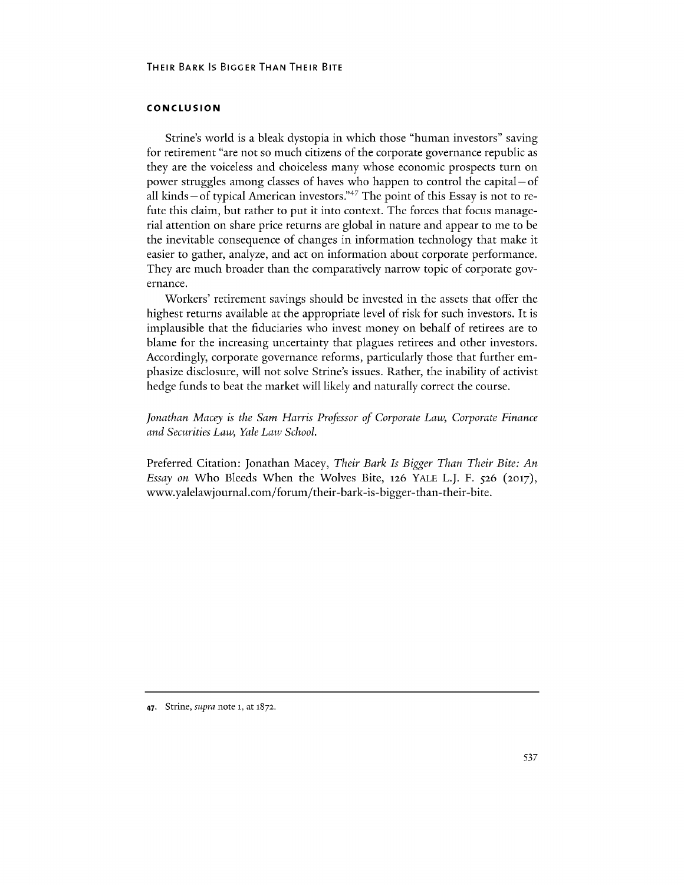## CONCLUSION

Strine's world is a bleak dystopia in which those "human investors" saving for retirement "are not so much citizens of the corporate governance republic as they are the voiceless and choiceless many whose economic prospects turn on power struggles among classes of haves who happen to control the capital—of all kinds—of typical American investors."[47] The point of this Essay is not to refute this claim, but rather to put it into context. The forces that focus managerial attention on share price returns are global in nature and appear to me to be the inevitable consequence of changes in information technology that make it easier to gather, analyze, and act on information about corporate performance. They are much broader than the comparatively narrow topic of corporate governance.

Workers' retirement savings should be invested in the assets that offer the highest returns available at the appropriate level of risk for such investors. It is implausible that the fiduciaries who invest money on behalf of retirees are to blame for the increasing uncertainty that plagues retirees and other investors. Accordingly, corporate governance reforms, particularly those that further emphasize disclosure, will not solve Strine's issues. Rather, the inability of activist hedge funds to beat the market will likely and naturally correct the course.

*Jonathan Macey is the Sam Harris Professor of Corporate Law, Corporate Finance and Securities Law, Yale Law School.*

Preferred Citation: Jonathan Macey, *Their Bark Is Bigger Than Their Bite: An Essay on* Who Bleeds When the Wolves Bite, 126 YALE L.J. F. 526 (2017), www.yalelawjournal.com/forum/their-bark-is-bigger-than-their-bite.

---

47. Strine, *supra* note 1, at 1872.